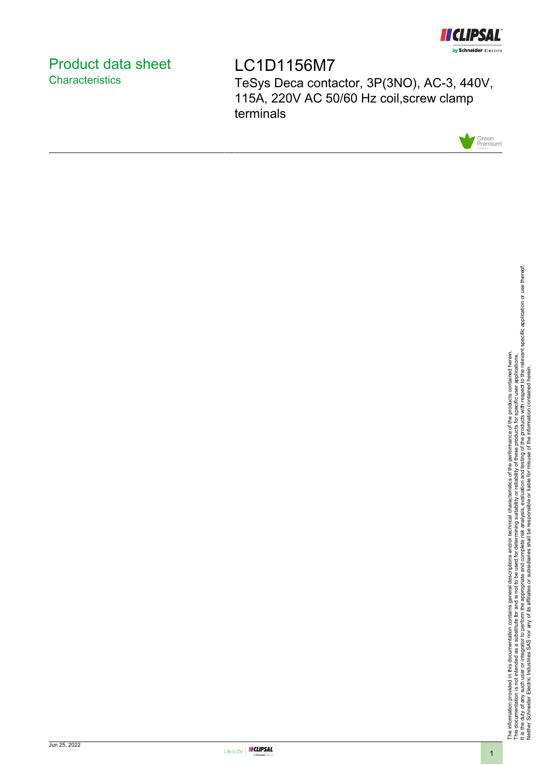# Product data sheet
## Characteristics

# LC1D1156M7

TeSys Deca contactor, 3P(3NO), AC-3, 440V, 115A, 220V AC 50/60 Hz coil,screw clamp terminals

The information provided in this documentation contains general descriptions and/or technical characteristics of the performance of the products contained herein.
This documentation is not intended as a substitute for and is not to be used for determining suitability or reliability of these products for specific user applications.
It is the duty of any such user or integrator to perform the appropriate and complete risk analysis, evaluation and testing of the products with respect to the relevant specific application or use thereof.
Neither Schneider Electric Industries SAS nor any of its affiliates or subsidiaries shall be responsible or liable for misuse of the information contained herein.

Jun 25, 2022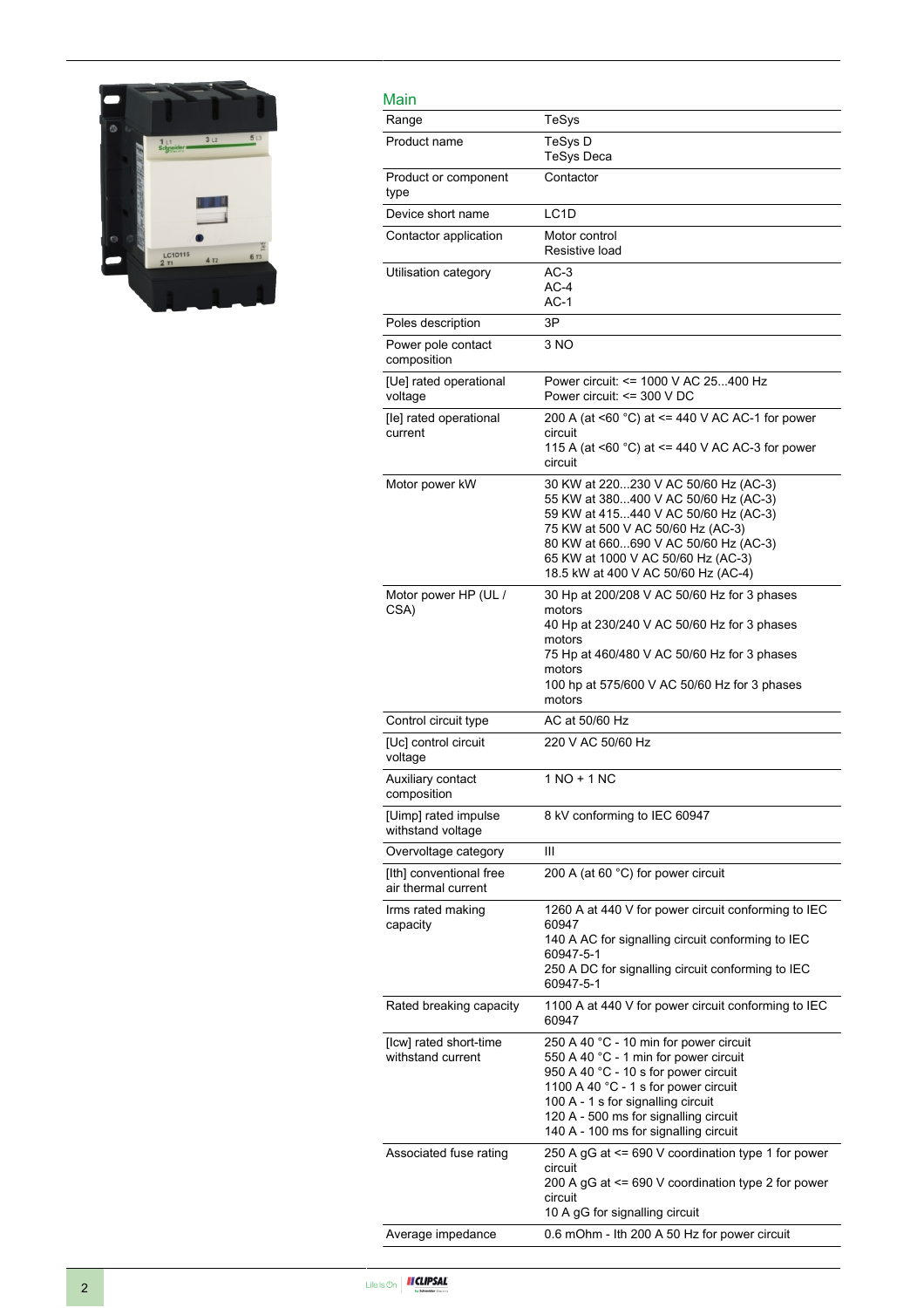## Main

| | |
|---|---|
| Range | TeSys |
| Product name | TeSys D<br>TeSys Deca |
| Product or component type | Contactor |
| Device short name | LC1D |
| Contactor application | Motor control<br>Resistive load |
| Utilisation category | AC-3<br>AC-4<br>AC-1 |
| Poles description | 3P |
| Power pole contact composition | 3 NO |
| [Ue] rated operational voltage | Power circuit: <= 1000 V AC 25...400 Hz<br>Power circuit: <= 300 V DC |
| [Ie] rated operational current | 200 A (at <60 °C) at <= 440 V AC AC-1 for power circuit<br>115 A (at <60 °C) at <= 440 V AC AC-3 for power circuit |
| Motor power kW | 30 KW at 220...230 V AC 50/60 Hz (AC-3)<br>55 KW at 380...400 V AC 50/60 Hz (AC-3)<br>59 KW at 415...440 V AC 50/60 Hz (AC-3)<br>75 KW at 500 V AC 50/60 Hz (AC-3)<br>80 KW at 660...690 V AC 50/60 Hz (AC-3)<br>65 KW at 1000 V AC 50/60 Hz (AC-3)<br>18.5 kW at 400 V AC 50/60 Hz (AC-4) |
| Motor power HP (UL / CSA) | 30 Hp at 200/208 V AC 50/60 Hz for 3 phases motors<br>40 Hp at 230/240 V AC 50/60 Hz for 3 phases motors<br>75 Hp at 460/480 V AC 50/60 Hz for 3 phases motors<br>100 hp at 575/600 V AC 50/60 Hz for 3 phases motors |
| Control circuit type | AC at 50/60 Hz |
| [Uc] control circuit voltage | 220 V AC 50/60 Hz |
| Auxiliary contact composition | 1 NO + 1 NC |
| [Uimp] rated impulse withstand voltage | 8 kV conforming to IEC 60947 |
| Overvoltage category | III |
| [Ith] conventional free air thermal current | 200 A (at 60 °C) for power circuit |
| Irms rated making capacity | 1260 A at 440 V for power circuit conforming to IEC 60947<br>140 A AC for signalling circuit conforming to IEC 60947-5-1<br>250 A DC for signalling circuit conforming to IEC 60947-5-1 |
| Rated breaking capacity | 1100 A at 440 V for power circuit conforming to IEC 60947 |
| [Icw] rated short-time withstand current | 250 A 40 °C - 10 min for power circuit<br>550 A 40 °C - 1 min for power circuit<br>950 A 40 °C - 10 s for power circuit<br>1100 A 40 °C - 1 s for power circuit<br>100 A - 1 s for signalling circuit<br>120 A - 500 ms for signalling circuit<br>140 A - 100 ms for signalling circuit |
| Associated fuse rating | 250 A gG at <= 690 V coordination type 1 for power circuit<br>200 A gG at <= 690 V coordination type 2 for power circuit<br>10 A gG for signalling circuit |
| Average impedance | 0.6 mOhm - Ith 200 A 50 Hz for power circuit |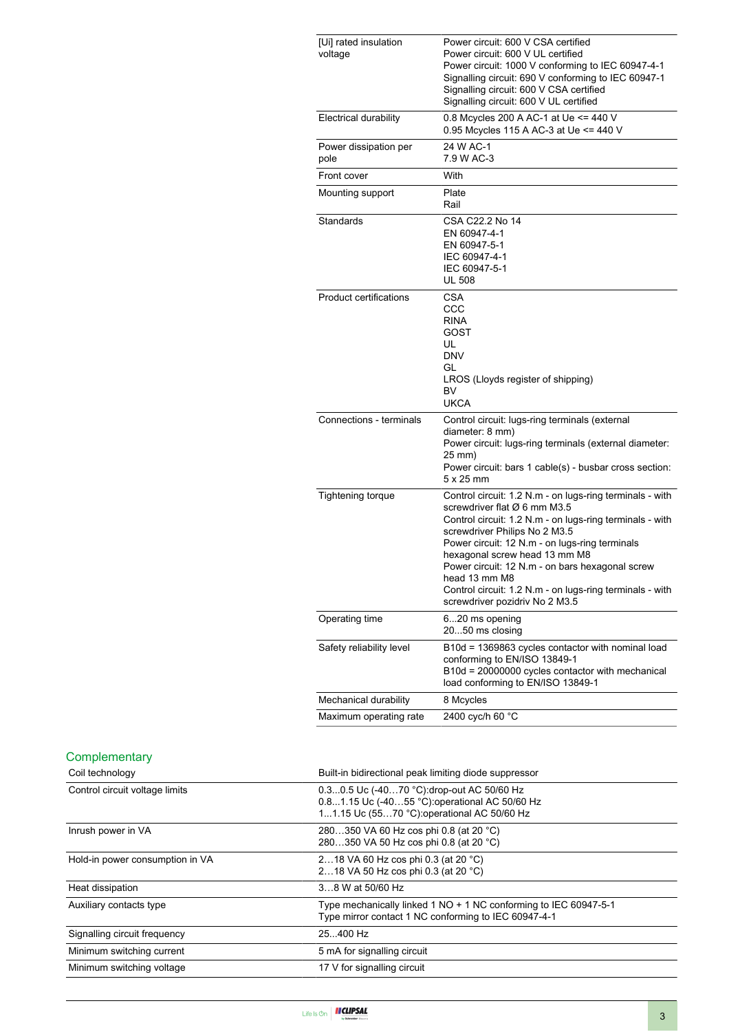| | |
|---|---|
| [Ui] rated insulation voltage | Power circuit: 600 V CSA certified<br>Power circuit: 600 V UL certified<br>Power circuit: 1000 V conforming to IEC 60947-4-1<br>Signalling circuit: 690 V conforming to IEC 60947-1<br>Signalling circuit: 600 V CSA certified<br>Signalling circuit: 600 V UL certified |
| Electrical durability | 0.8 Mcycles 200 A AC-1 at Ue <= 440 V<br>0.95 Mcycles 115 A AC-3 at Ue <= 440 V |
| Power dissipation per pole | 24 W AC-1<br>7.9 W AC-3 |
| Front cover | With |
| Mounting support | Plate<br>Rail |
| Standards | CSA C22.2 No 14<br>EN 60947-4-1<br>EN 60947-5-1<br>IEC 60947-4-1<br>IEC 60947-5-1<br>UL 508 |
| Product certifications | CSA<br>CCC<br>RINA<br>GOST<br>UL<br>DNV<br>GL<br>LROS (Lloyds register of shipping)<br>BV<br>UKCA |
| Connections - terminals | Control circuit: lugs-ring terminals (external diameter: 8 mm)<br>Power circuit: lugs-ring terminals (external diameter: 25 mm)<br>Power circuit: bars 1 cable(s) - busbar cross section: 5 x 25 mm |
| Tightening torque | Control circuit: 1.2 N.m - on lugs-ring terminals - with screwdriver flat Ø 6 mm M3.5<br>Control circuit: 1.2 N.m - on lugs-ring terminals - with screwdriver Philips No 2 M3.5<br>Power circuit: 12 N.m - on lugs-ring terminals hexagonal screw head 13 mm M8<br>Power circuit: 12 N.m - on bars hexagonal screw head 13 mm M8<br>Control circuit: 1.2 N.m - on lugs-ring terminals - with screwdriver pozidriv No 2 M3.5 |
| Operating time | 6...20 ms opening<br>20...50 ms closing |
| Safety reliability level | B10d = 1369863 cycles contactor with nominal load conforming to EN/ISO 13849-1<br>B10d = 20000000 cycles contactor with mechanical load conforming to EN/ISO 13849-1 |
| Mechanical durability | 8 Mcycles |
| Maximum operating rate | 2400 cyc/h 60 °C |

## Complementary

| | |
|---|---|
| Coil technology | Built-in bidirectional peak limiting diode suppressor |
| Control circuit voltage limits | 0.3...0.5 Uc (-40…70 °C):drop-out AC 50/60 Hz<br>0.8...1.15 Uc (-40…55 °C):operational AC 50/60 Hz<br>1...1.15 Uc (55…70 °C):operational AC 50/60 Hz |
| Inrush power in VA | 280…350 VA 60 Hz cos phi 0.8 (at 20 °C)<br>280…350 VA 50 Hz cos phi 0.8 (at 20 °C) |
| Hold-in power consumption in VA | 2…18 VA 60 Hz cos phi 0.3 (at 20 °C)<br>2…18 VA 50 Hz cos phi 0.3 (at 20 °C) |
| Heat dissipation | 3…8 W at 50/60 Hz |
| Auxiliary contacts type | Type mechanically linked 1 NO + 1 NC conforming to IEC 60947-5-1<br>Type mirror contact 1 NC conforming to IEC 60947-4-1 |
| Signalling circuit frequency | 25...400 Hz |
| Minimum switching current | 5 mA for signalling circuit |
| Minimum switching voltage | 17 V for signalling circuit |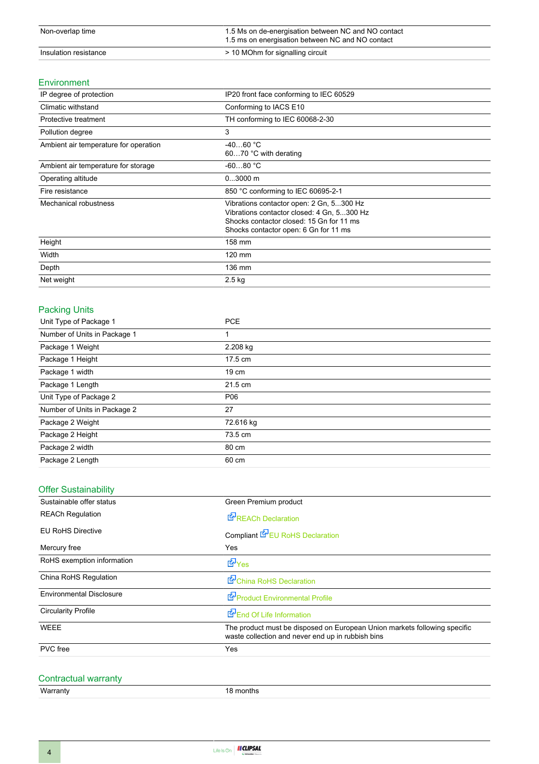| | |
|---|---|
| Non-overlap time | 1.5 Ms on de-energisation between NC and NO contact<br>1.5 ms on energisation between NC and NO contact |
| Insulation resistance | > 10 MOhm for signalling circuit |

## Environment

| | |
|---|---|
| IP degree of protection | IP20 front face conforming to IEC 60529 |
| Climatic withstand | Conforming to IACS E10 |
| Protective treatment | TH conforming to IEC 60068-2-30 |
| Pollution degree | 3 |
| Ambient air temperature for operation | -40…60 °C<br>60…70 °C with derating |
| Ambient air temperature for storage | -60…80 °C |
| Operating altitude | 0...3000 m |
| Fire resistance | 850 °C conforming to IEC 60695-2-1 |
| Mechanical robustness | Vibrations contactor open: 2 Gn, 5...300 Hz<br>Vibrations contactor closed: 4 Gn, 5...300 Hz<br>Shocks contactor closed: 15 Gn for 11 ms<br>Shocks contactor open: 6 Gn for 11 ms |
| Height | 158 mm |
| Width | 120 mm |
| Depth | 136 mm |
| Net weight | 2.5 kg |

## Packing Units

| | |
|---|---|
| Unit Type of Package 1 | PCE |
| Number of Units in Package 1 | 1 |
| Package 1 Weight | 2.208 kg |
| Package 1 Height | 17.5 cm |
| Package 1 width | 19 cm |
| Package 1 Length | 21.5 cm |
| Unit Type of Package 2 | P06 |
| Number of Units in Package 2 | 27 |
| Package 2 Weight | 72.616 kg |
| Package 2 Height | 73.5 cm |
| Package 2 width | 80 cm |
| Package 2 Length | 60 cm |

## Offer Sustainability

| | |
|---|---|
| Sustainable offer status | Green Premium product |
| REACh Regulation | REACh Declaration |
| EU RoHS Directive | Compliant EU RoHS Declaration |
| Mercury free | Yes |
| RoHS exemption information | Yes |
| China RoHS Regulation | China RoHS Declaration |
| Environmental Disclosure | Product Environmental Profile |
| Circularity Profile | End Of Life Information |
| WEEE | The product must be disposed on European Union markets following specific waste collection and never end up in rubbish bins |
| PVC free | Yes |

## Contractual warranty

| | |
|---|---|
| Warranty | 18 months |